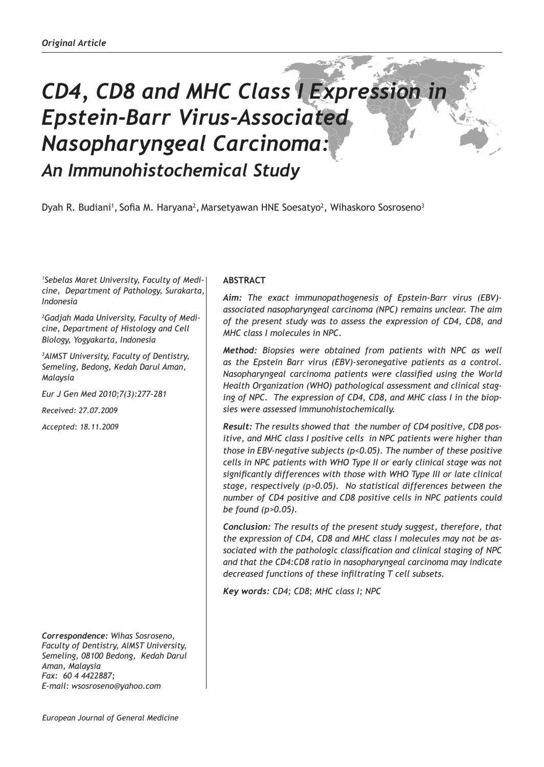*Original Article*

# *CD4, CD8 and MHC Class I Expression in Epstein-Barr Virus-Associated Nasopharyngeal Carcinoma:*

## *An Immunohistochemical Study*

Dyah R. Budiani[1], Sofia M. Haryana[2], Marsetyawan HNE Soesatyo[2], Wihaskoro Sosroseno[3]

*[1]Sebelas Maret University, Faculty of Medicine, Department of Pathology, Surakarta, Indonesia*

*[2]Gadjah Mada University, Faculty of Medicine, Department of Histology and Cell Biology, Yogyakarta, Indonesia*

*[3]AIMST University, Faculty of Dentistry, Semeling, Bedong, Kedah Darul Aman, Malaysia*

*Eur J Gen Med 2010;7(3):277-281*

*Received: 27.07.2009*

*Accepted: 18.11.2009*

*Correspondence: Wihas Sosroseno, Faculty of Dentistry, AIMST University, Semeling, 08100 Bedong, Kedah Darul Aman, Malaysia*
*Fax: 60 4 4422887;*
*E-mail: wsosroseno@yahoo.com*

**ABSTRACT**

***Aim:*** *The exact immunopathogenesis of Epstein-Barr virus (EBV)-associated nasopharyngeal carcinoma (NPC) remains unclear. The aim of the present study was to assess the expression of CD4, CD8, and MHC class I molecules in NPC.*

***Method:*** *Biopsies were obtained from patients with NPC as well as the Epstein Barr virus (EBV)-seronegative patients as a control. Nasopharyngeal carcinoma patients were classified using the World Health Organization (WHO) pathological assessment and clinical staging of NPC. The expression of CD4, CD8, and MHC class I in the biopsies were assessed immunohistochemically.*

***Result:*** *The results showed that the number of CD4 positive, CD8 positive, and MHC class I positive cells in NPC patients were higher than those in EBV-negative subjects ($p<0.05$). The number of these positive cells in NPC patients with WHO Type II or early clinical stage was not significantly differences with those with WHO Type III or late clinical stage, respectively ($p>0.05$). No statistical differences between the number of CD4 positive and CD8 positive cells in NPC patients could be found ($p>0.05$).*

***Conclusion:*** *The results of the present study suggest, therefore, that the expression of CD4, CD8 and MHC class I molecules may not be associated with the pathologic classification and clinical staging of NPC and that the CD4:CD8 ratio in nasopharyngeal carcinoma may indicate decreased functions of these infiltrating T cell subsets.*

***Key words:*** *CD4; CD8; MHC class I; NPC*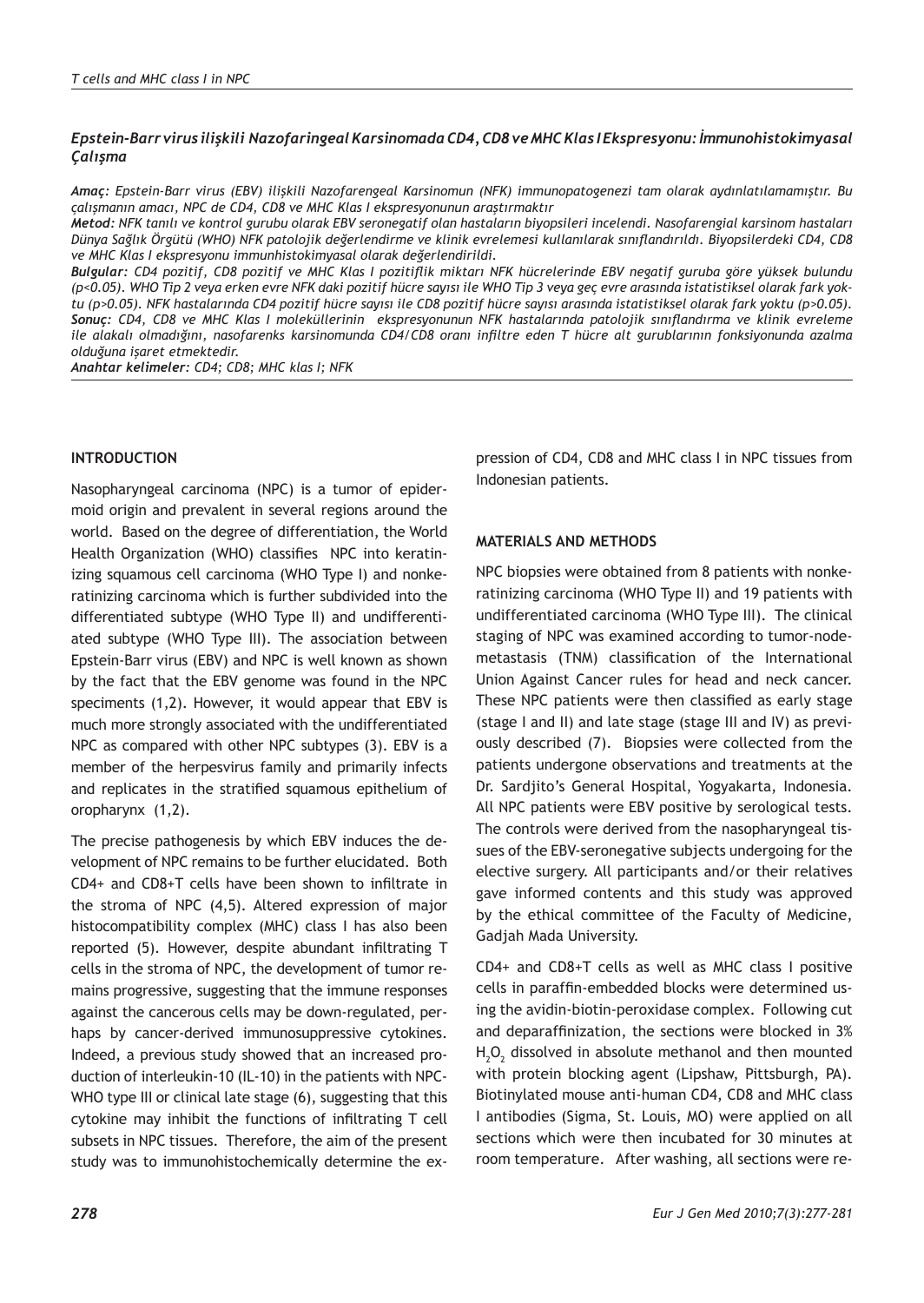## *Epstein-Barr virus ilişkili Nazofaringeal Karsinomada CD4, CD8 ve MHC Klas I Ekspresyonu: İmmunohistokimyasal Çalışma*

***Amaç:** Epstein-Barr virus (EBV) ilişkili Nazofarengeal Karsinomun (NFK) immunopatogenezi tam olarak aydınlatılamamıştır. Bu çalışmanın amacı, NPC de CD4, CD8 ve MHC Klas I ekspresyonunun araştırmaktır*

***Metod:** NFK tanılı ve kontrol gurubu olarak EBV seronegatif olan hastaların biyopsileri incelendi. Nasofarengial karsinom hastaları Dünya Sağlık Örgütü (WHO) NFK patolojik değerlendirme ve klinik evrelemesi kullanılarak sınıflandırıldı. Biyopsilerdeki CD4, CD8 ve MHC Klas I ekspresyonu immunhistokimyasal olarak değerlendirildi.*

***Bulgular:** CD4 pozitif, CD8 pozitif ve MHC Klas I pozitiflik miktarı NFK hücrelerinde EBV negatif guruba göre yüksek bulundu ($p<0.05$). WHO Tip 2 veya erken evre NFK daki pozitif hücre sayısı ile WHO Tip 3 veya geç evre arasında istatistiksel olarak fark yoktu ($p>0.05$). NFK hastalarında CD4 pozitif hücre sayısı ile CD8 pozitif hücre sayısı arasında istatistiksel olarak fark yoktu ($p>0.05$).*

***Sonuç:** CD4, CD8 ve MHC Klas I moleküllerinin ekspresyonunun NFK hastalarında patolojik sınıflandırma ve klinik evreleme ile alakalı olmadığını, nasofarenks karsinomunda CD4/CD8 oranı infiltre eden T hücre alt gurublarının fonksiyonunda azalma olduğuna işaret etmektedir.*

***Anahtar kelimeler:** CD4; CD8; MHC klas I; NFK*

## INTRODUCTION

Nasopharyngeal carcinoma (NPC) is a tumor of epidermoid origin and prevalent in several regions around the world. Based on the degree of differentiation, the World Health Organization (WHO) classifies NPC into keratinizing squamous cell carcinoma (WHO Type I) and nonkeratinizing carcinoma which is further subdivided into the differentiated subtype (WHO Type II) and undifferentiated subtype (WHO Type III). The association between Epstein-Barr virus (EBV) and NPC is well known as shown by the fact that the EBV genome was found in the NPC speciments (1,2). However, it would appear that EBV is much more strongly associated with the undifferentiated NPC as compared with other NPC subtypes (3). EBV is a member of the herpesvirus family and primarily infects and replicates in the stratified squamous epithelium of oropharynx (1,2).

The precise pathogenesis by which EBV induces the development of NPC remains to be further elucidated. Both CD4+ and CD8+T cells have been shown to infiltrate in the stroma of NPC (4,5). Altered expression of major histocompatibility complex (MHC) class I has also been reported (5). However, despite abundant infiltrating T cells in the stroma of NPC, the development of tumor remains progressive, suggesting that the immune responses against the cancerous cells may be down-regulated, perhaps by cancer-derived immunosuppressive cytokines. Indeed, a previous study showed that an increased production of interleukin-10 (IL-10) in the patients with NPC-WHO type III or clinical late stage (6), suggesting that this cytokine may inhibit the functions of infiltrating T cell subsets in NPC tissues. Therefore, the aim of the present study was to immunohistochemically determine the expression of CD4, CD8 and MHC class I in NPC tissues from Indonesian patients.

## MATERIALS AND METHODS

NPC biopsies were obtained from 8 patients with nonkeratinizing carcinoma (WHO Type II) and 19 patients with undifferentiated carcinoma (WHO Type III). The clinical staging of NPC was examined according to tumor-node-metastasis (TNM) classification of the International Union Against Cancer rules for head and neck cancer. These NPC patients were then classified as early stage (stage I and II) and late stage (stage III and IV) as previously described (7). Biopsies were collected from the patients undergone observations and treatments at the Dr. Sardjito's General Hospital, Yogyakarta, Indonesia. All NPC patients were EBV positive by serological tests. The controls were derived from the nasopharyngeal tissues of the EBV-seronegative subjects undergoing for the elective surgery. All participants and/or their relatives gave informed contents and this study was approved by the ethical committee of the Faculty of Medicine, Gadjah Mada University.

CD4+ and CD8+T cells as well as MHC class I positive cells in paraffin-embedded blocks were determined using the avidin-biotin-peroxidase complex. Following cut and deparaffinization, the sections were blocked in 3% $H_2O_2$ dissolved in absolute methanol and then mounted with protein blocking agent (Lipshaw, Pittsburgh, PA). Biotinylated mouse anti-human CD4, CD8 and MHC class I antibodies (Sigma, St. Louis, MO) were applied on all sections which were then incubated for 30 minutes at room temperature. After washing, all sections were re-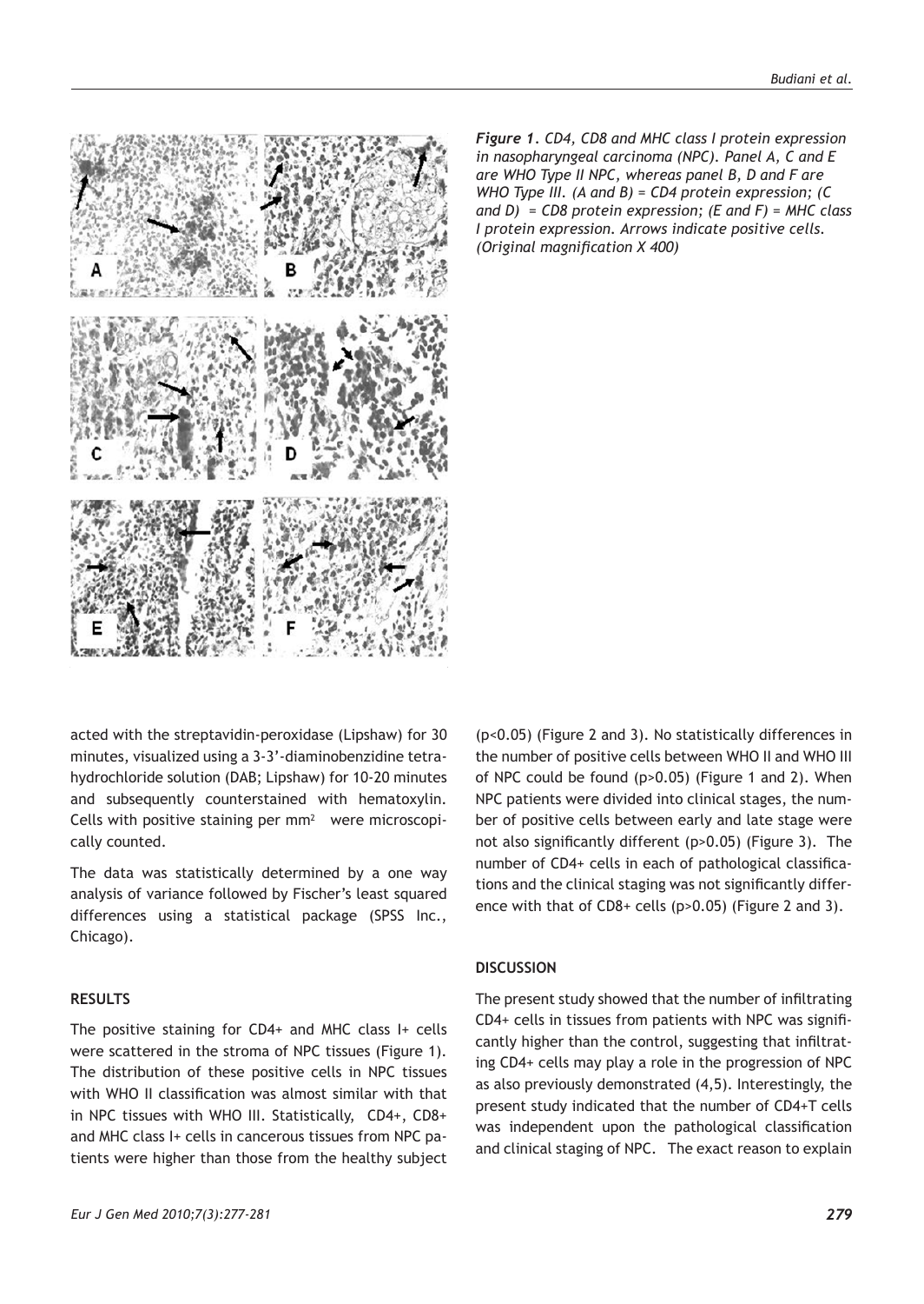*Figure 1. CD4, CD8 and MHC class I protein expression in nasopharyngeal carcinoma (NPC). Panel A, C and E are WHO Type II NPC, whereas panel B, D and F are WHO Type III. (A and B) = CD4 protein expression; (C and D) = CD8 protein expression; (E and F) = MHC class I protein expression. Arrows indicate positive cells. (Original magnification X 400)*

acted with the streptavidin-peroxidase (Lipshaw) for 30 minutes, visualized using a 3-3'-diaminobenzidine tetrahydrochloride solution (DAB; Lipshaw) for 10-20 minutes and subsequently counterstained with hematoxylin. Cells with positive staining per mm$^2$ were microscopically counted.

The data was statistically determined by a one way analysis of variance followed by Fischer's least squared differences using a statistical package (SPSS Inc., Chicago).

## RESULTS

The positive staining for CD4+ and MHC class I+ cells were scattered in the stroma of NPC tissues (Figure 1). The distribution of these positive cells in NPC tissues with WHO II classification was almost similar with that in NPC tissues with WHO III. Statistically, CD4+, CD8+ and MHC class I+ cells in cancerous tissues from NPC patients were higher than those from the healthy subject ($p<0.05$) (Figure 2 and 3). No statistically differences in the number of positive cells between WHO II and WHO III of NPC could be found ($p>0.05$) (Figure 1 and 2). When NPC patients were divided into clinical stages, the number of positive cells between early and late stage were not also significantly different ($p>0.05$) (Figure 3). The number of CD4+ cells in each of pathological classifications and the clinical staging was not significantly difference with that of CD8+ cells ($p>0.05$) (Figure 2 and 3).

## DISCUSSION

The present study showed that the number of infiltrating CD4+ cells in tissues from patients with NPC was significantly higher than the control, suggesting that infiltrating CD4+ cells may play a role in the progression of NPC as also previously demonstrated (4,5). Interestingly, the present study indicated that the number of CD4+T cells was independent upon the pathological classification and clinical staging of NPC. The exact reason to explain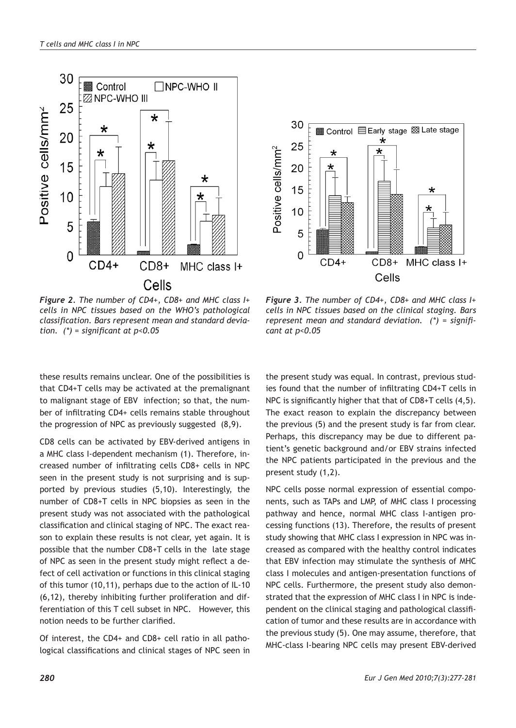*Figure 2. The number of CD4+, CD8+ and MHC class I+ cells in NPC tissues based on the WHO's pathological classification. Bars represent mean and standard deviation. (*) = significant at p<0.05*

*Figure 3. The number of CD4+, CD8+ and MHC class I+ cells in NPC tissues based on the clinical staging. Bars represent mean and standard deviation. (*) = significant at p<0.05*

these results remains unclear. One of the possibilities is that CD4+T cells may be activated at the premalignant to malignant stage of EBV infection; so that, the number of infiltrating CD4+ cells remains stable throughout the progression of NPC as previously suggested (8,9).

CD8 cells can be activated by EBV-derived antigens in a MHC class I-dependent mechanism (1). Therefore, increased number of infiltrating cells CD8+ cells in NPC seen in the present study is not surprising and is supported by previous studies (5,10). Interestingly, the number of CD8+T cells in NPC biopsies as seen in the present study was not associated with the pathological classification and clinical staging of NPC. The exact reason to explain these results is not clear, yet again. It is possible that the number CD8+T cells in the late stage of NPC as seen in the present study might reflect a defect of cell activation or functions in this clinical staging of this tumor (10,11), perhaps due to the action of IL-10 (6,12), thereby inhibiting further proliferation and differentiation of this T cell subset in NPC. However, this notion needs to be further clarified.

Of interest, the CD4+ and CD8+ cell ratio in all pathological classifications and clinical stages of NPC seen in the present study was equal. In contrast, previous studies found that the number of infiltrating CD4+T cells in NPC is significantly higher that that of CD8+T cells (4,5). The exact reason to explain the discrepancy between the previous (5) and the present study is far from clear. Perhaps, this discrepancy may be due to different patient's genetic background and/or EBV strains infected the NPC patients participated in the previous and the present study (1,2).

NPC cells posse normal expression of essential components, such as TAPs and LMP, of MHC class I processing pathway and hence, normal MHC class I-antigen processing functions (13). Therefore, the results of present study showing that MHC class I expression in NPC was increased as compared with the healthy control indicates that EBV infection may stimulate the synthesis of MHC class I molecules and antigen-presentation functions of NPC cells. Furthermore, the present study also demonstrated that the expression of MHC class I in NPC is independent on the clinical staging and pathological classification of tumor and these results are in accordance with the previous study (5). One may assume, therefore, that MHC-class I-bearing NPC cells may present EBV-derived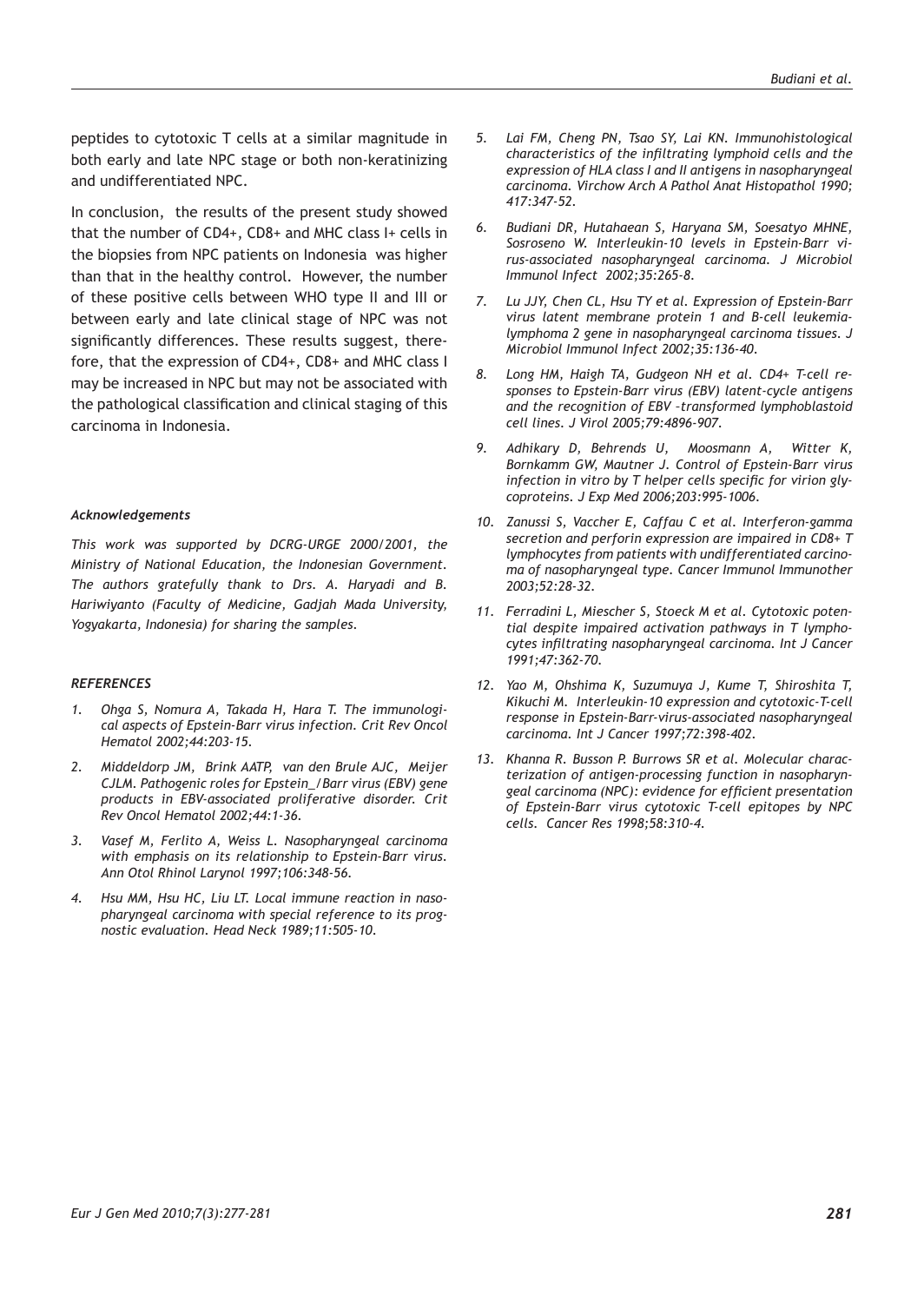peptides to cytotoxic T cells at a similar magnitude in both early and late NPC stage or both non-keratinizing and undifferentiated NPC.

In conclusion, the results of the present study showed that the number of CD4+, CD8+ and MHC class I+ cells in the biopsies from NPC patients on Indonesia was higher than that in the healthy control. However, the number of these positive cells between WHO type II and III or between early and late clinical stage of NPC was not significantly differences. These results suggest, therefore, that the expression of CD4+, CD8+ and MHC class I may be increased in NPC but may not be associated with the pathological classification and clinical staging of this carcinoma in Indonesia.

### *Acknowledgements*

*This work was supported by DCRG-URGE 2000/2001, the Ministry of National Education, the Indonesian Government. The authors gratefully thank to Drs. A. Haryadi and B. Hariwiyanto (Faculty of Medicine, Gadjah Mada University, Yogyakarta, Indonesia) for sharing the samples.*

### *REFERENCES*

1. *Ohga S, Nomura A, Takada H, Hara T. The immunological aspects of Epstein-Barr virus infection. Crit Rev Oncol Hematol 2002;44:203-15.*
2. *Middeldorp JM, Brink AATP, van den Brule AJC, Meijer CJLM. Pathogenic roles for Epstein_/Barr virus (EBV) gene products in EBV-associated proliferative disorder. Crit Rev Oncol Hematol 2002;44:1-36.*
3. *Vasef M, Ferlito A, Weiss L. Nasopharyngeal carcinoma with emphasis on its relationship to Epstein-Barr virus. Ann Otol Rhinol Larynol 1997;106:348-56.*
4. *Hsu MM, Hsu HC, Liu LT. Local immune reaction in nasopharyngeal carcinoma with special reference to its prognostic evaluation. Head Neck 1989;11:505-10.*
5. *Lai FM, Cheng PN, Tsao SY, Lai KN. Immunohistological characteristics of the infiltrating lymphoid cells and the expression of HLA class I and II antigens in nasopharyngeal carcinoma. Virchow Arch A Pathol Anat Histopathol 1990; 417:347-52.*
6. *Budiani DR, Hutahaean S, Haryana SM, Soesatyo MHNE, Sosroseno W. Interleukin-10 levels in Epstein-Barr virus-associated nasopharyngeal carcinoma. J Microbiol Immunol Infect 2002;35:265-8.*
7. *Lu JJY, Chen CL, Hsu TY et al. Expression of Epstein-Barr virus latent membrane protein 1 and B-cell leukemia-lymphoma 2 gene in nasopharyngeal carcinoma tissues. J Microbiol Immunol Infect 2002;35:136-40.*
8. *Long HM, Haigh TA, Gudgeon NH et al. CD4+ T-cell responses to Epstein-Barr virus (EBV) latent-cycle antigens and the recognition of EBV –transformed lymphoblastoid cell lines. J Virol 2005;79:4896-907.*
9. *Adhikary D, Behrends U, Moosmann A, Witter K, Bornkamm GW, Mautner J. Control of Epstein-Barr virus infection in vitro by T helper cells specific for virion glycoproteins. J Exp Med 2006;203:995-1006.*
10. *Zanussi S, Vaccher E, Caffau C et al. Interferon-gamma secretion and perforin expression are impaired in CD8+ T lymphocytes from patients with undifferentiated carcinoma of nasopharyngeal type. Cancer Immunol Immunother 2003;52:28-32.*
11. *Ferradini L, Miescher S, Stoeck M et al. Cytotoxic potential despite impaired activation pathways in T lymphocytes infiltrating nasopharyngeal carcinoma. Int J Cancer 1991;47:362-70.*
12. *Yao M, Ohshima K, Suzumuya J, Kume T, Shiroshita T, Kikuchi M. Interleukin-10 expression and cytotoxic-T-cell response in Epstein-Barr-virus-associated nasopharyngeal carcinoma. Int J Cancer 1997;72:398-402.*
13. *Khanna R. Busson P. Burrows SR et al. Molecular characterization of antigen-processing function in nasopharyngeal carcinoma (NPC): evidence for efficient presentation of Epstein-Barr virus cytotoxic T-cell epitopes by NPC cells. Cancer Res 1998;58:310-4.*